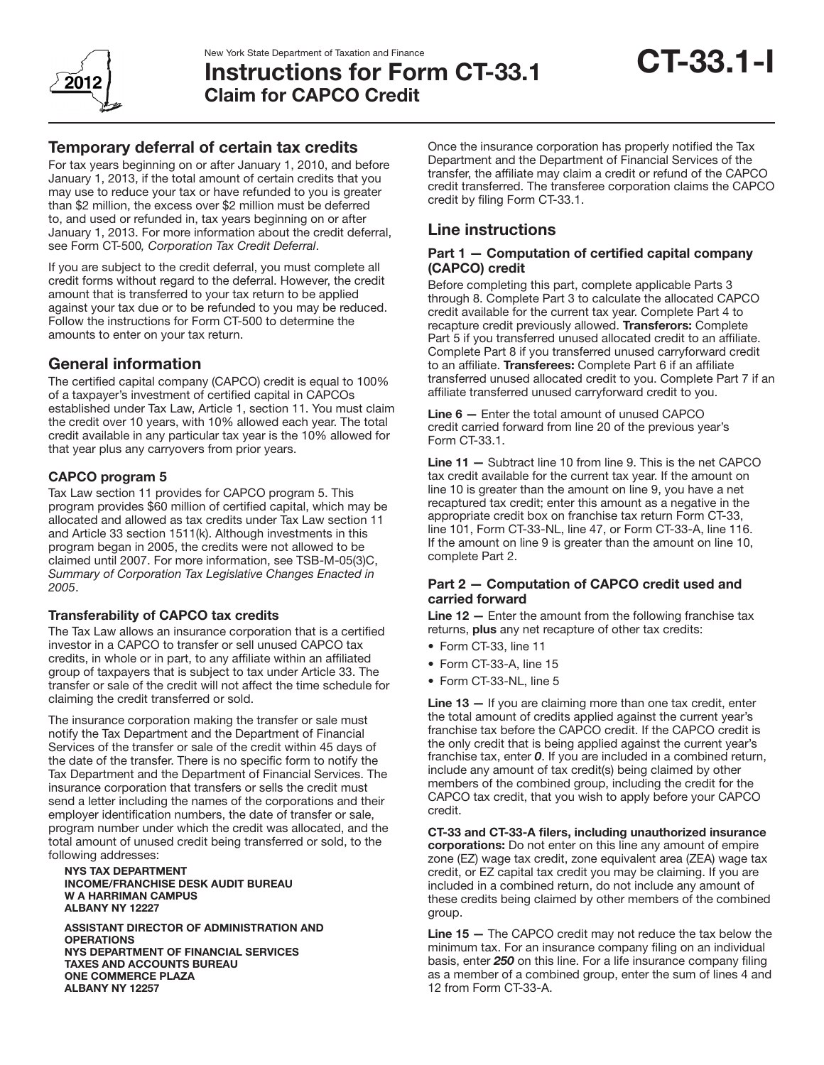New York State Department of Taxation and Finance

# Instructions for Form CT-33.1 Claim for CAPCO Credit

**CT-33.1-I**

2012

## Temporary deferral of certain tax credits

For tax years beginning on or after January 1, 2010, and before January 1, 2013, if the total amount of certain credits that you may use to reduce your tax or have refunded to you is greater than $2 million, the excess over $2 million must be deferred to, and used or refunded in, tax years beginning on or after January 1, 2013. For more information about the credit deferral, see Form CT-500*, Corporation Tax Credit Deferral*.

If you are subject to the credit deferral, you must complete all credit forms without regard to the deferral. However, the credit amount that is transferred to your tax return to be applied against your tax due or to be refunded to you may be reduced. Follow the instructions for Form CT-500 to determine the amounts to enter on your tax return.

## General information

The certified capital company (CAPCO) credit is equal to 100% of a taxpayer's investment of certified capital in CAPCOs established under Tax Law, Article 1, section 11. You must claim the credit over 10 years, with 10% allowed each year. The total credit available in any particular tax year is the 10% allowed for that year plus any carryovers from prior years.

### CAPCO program 5

Tax Law section 11 provides for CAPCO program 5. This program provides $60 million of certified capital, which may be allocated and allowed as tax credits under Tax Law section 11 and Article 33 section 1511(k). Although investments in this program began in 2005, the credits were not allowed to be claimed until 2007. For more information, see TSB-M-05(3)C, *Summary of Corporation Tax Legislative Changes Enacted in 2005*.

### Transferability of CAPCO tax credits

The Tax Law allows an insurance corporation that is a certified investor in a CAPCO to transfer or sell unused CAPCO tax credits, in whole or in part, to any affiliate within an affiliated group of taxpayers that is subject to tax under Article 33. The transfer or sale of the credit will not affect the time schedule for claiming the credit transferred or sold.

The insurance corporation making the transfer or sale must notify the Tax Department and the Department of Financial Services of the transfer or sale of the credit within 45 days of the date of the transfer. There is no specific form to notify the Tax Department and the Department of Financial Services. The insurance corporation that transfers or sells the credit must send a letter including the names of the corporations and their employer identification numbers, the date of transfer or sale, program number under which the credit was allocated, and the total amount of unused credit being transferred or sold, to the following addresses:

**NYS TAX DEPARTMENT**
**INCOME/FRANCHISE DESK AUDIT BUREAU**
**W A HARRIMAN CAMPUS**
**ALBANY NY 12227**

**ASSISTANT DIRECTOR OF ADMINISTRATION AND OPERATIONS**
**NYS DEPARTMENT OF FINANCIAL SERVICES**
**TAXES AND ACCOUNTS BUREAU**
**ONE COMMERCE PLAZA**
**ALBANY NY 12257**

Once the insurance corporation has properly notified the Tax Department and the Department of Financial Services of the transfer, the affiliate may claim a credit or refund of the CAPCO credit transferred. The transferee corporation claims the CAPCO credit by filing Form CT-33.1.

## Line instructions

### Part 1 — Computation of certified capital company (CAPCO) credit

Before completing this part, complete applicable Parts 3 through 8. Complete Part 3 to calculate the allocated CAPCO credit available for the current tax year. Complete Part 4 to recapture credit previously allowed. **Transferors:** Complete Part 5 if you transferred unused allocated credit to an affiliate. Complete Part 8 if you transferred unused carryforward credit to an affiliate. **Transferees:** Complete Part 6 if an affiliate transferred unused allocated credit to you. Complete Part 7 if an affiliate transferred unused carryforward credit to you.

**Line 6 —** Enter the total amount of unused CAPCO credit carried forward from line 20 of the previous year's Form CT-33.1.

**Line 11 —** Subtract line 10 from line 9. This is the net CAPCO tax credit available for the current tax year. If the amount on line 10 is greater than the amount on line 9, you have a net recaptured tax credit; enter this amount as a negative in the appropriate credit box on franchise tax return Form CT-33, line 101, Form CT-33-NL, line 47, or Form CT-33-A, line 116. If the amount on line 9 is greater than the amount on line 10, complete Part 2.

### Part 2 — Computation of CAPCO credit used and carried forward

**Line 12 —** Enter the amount from the following franchise tax returns, **plus** any net recapture of other tax credits:

- Form CT-33, line 11
- Form CT-33-A, line 15
- Form CT-33-NL, line 5

**Line 13 —** If you are claiming more than one tax credit, enter the total amount of credits applied against the current year's franchise tax before the CAPCO credit. If the CAPCO credit is the only credit that is being applied against the current year's franchise tax, enter ***0***. If you are included in a combined return, include any amount of tax credit(s) being claimed by other members of the combined group, including the credit for the CAPCO tax credit, that you wish to apply before your CAPCO credit.

**CT-33 and CT-33-A filers, including unauthorized insurance corporations:** Do not enter on this line any amount of empire zone (EZ) wage tax credit, zone equivalent area (ZEA) wage tax credit, or EZ capital tax credit you may be claiming. If you are included in a combined return, do not include any amount of these credits being claimed by other members of the combined group.

**Line 15 —** The CAPCO credit may not reduce the tax below the minimum tax. For an insurance company filing on an individual basis, enter ***250*** on this line. For a life insurance company filing as a member of a combined group, enter the sum of lines 4 and 12 from Form CT-33-A.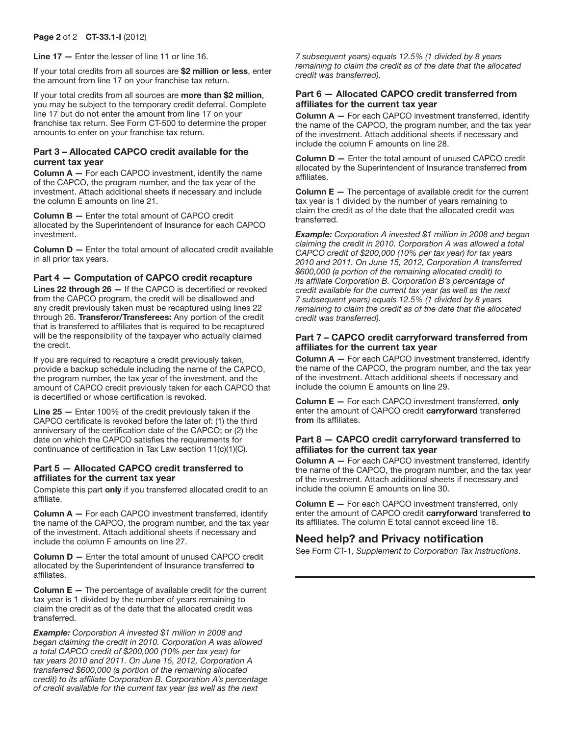**Line 17 —** Enter the lesser of line 11 or line 16.

If your total credits from all sources are **$2 million or less**, enter the amount from line 17 on your franchise tax return.

If your total credits from all sources are **more than $2 million**, you may be subject to the temporary credit deferral. Complete line 17 but do not enter the amount from line 17 on your franchise tax return. See Form CT-500 to determine the proper amounts to enter on your franchise tax return.

### Part 3 – Allocated CAPCO credit available for the current tax year

**Column A —** For each CAPCO investment, identify the name of the CAPCO, the program number, and the tax year of the investment. Attach additional sheets if necessary and include the column E amounts on line 21.

**Column B —** Enter the total amount of CAPCO credit allocated by the Superintendent of Insurance for each CAPCO investment.

**Column D —** Enter the total amount of allocated credit available in all prior tax years.

### Part 4 — Computation of CAPCO credit recapture

**Lines 22 through 26 —** If the CAPCO is decertified or revoked from the CAPCO program, the credit will be disallowed and any credit previously taken must be recaptured using lines 22 through 26. **Transferor/Transferees:** Any portion of the credit that is transferred to affiliates that is required to be recaptured will be the responsibility of the taxpayer who actually claimed the credit.

If you are required to recapture a credit previously taken, provide a backup schedule including the name of the CAPCO, the program number, the tax year of the investment, and the amount of CAPCO credit previously taken for each CAPCO that is decertified or whose certification is revoked.

**Line 25 —** Enter 100% of the credit previously taken if the CAPCO certificate is revoked before the later of: (1) the third anniversary of the certification date of the CAPCO; or (2) the date on which the CAPCO satisfies the requirements for continuance of certification in Tax Law section 11(c)(1)(C).

### Part 5 — Allocated CAPCO credit transferred to affiliates for the current tax year

Complete this part **only** if you transferred allocated credit to an affiliate.

**Column A —** For each CAPCO investment transferred, identify the name of the CAPCO, the program number, and the tax year of the investment. Attach additional sheets if necessary and include the column F amounts on line 27.

**Column D —** Enter the total amount of unused CAPCO credit allocated by the Superintendent of Insurance transferred **to** affiliates.

**Column E —** The percentage of available credit for the current tax year is 1 divided by the number of years remaining to claim the credit as of the date that the allocated credit was transferred.

***Example:*** *Corporation A invested $1 million in 2008 and began claiming the credit in 2010. Corporation A was allowed a total CAPCO credit of $200,000 (10% per tax year) for tax years 2010 and 2011. On June 15, 2012, Corporation A transferred $600,000 (a portion of the remaining allocated credit) to its affiliate Corporation B. Corporation A's percentage of credit available for the current tax year (as well as the next 7 subsequent years) equals 12.5% (1 divided by 8 years remaining to claim the credit as of the date that the allocated credit was transferred).*

### Part 6 — Allocated CAPCO credit transferred from affiliates for the current tax year

**Column A —** For each CAPCO investment transferred, identify the name of the CAPCO, the program number, and the tax year of the investment. Attach additional sheets if necessary and include the column F amounts on line 28.

**Column D —** Enter the total amount of unused CAPCO credit allocated by the Superintendent of Insurance transferred **from** affiliates.

**Column E —** The percentage of available credit for the current tax year is 1 divided by the number of years remaining to claim the credit as of the date that the allocated credit was transferred.

***Example:*** *Corporation A invested $1 million in 2008 and began claiming the credit in 2010. Corporation A was allowed a total CAPCO credit of $200,000 (10% per tax year) for tax years 2010 and 2011. On June 15, 2012, Corporation A transferred $600,000 (a portion of the remaining allocated credit) to its affiliate Corporation B. Corporation B's percentage of credit available for the current tax year (as well as the next 7 subsequent years) equals 12.5% (1 divided by 8 years remaining to claim the credit as of the date that the allocated credit was transferred).*

### Part 7 – CAPCO credit carryforward transferred from affiliates for the current tax year

**Column A —** For each CAPCO investment transferred, identify the name of the CAPCO, the program number, and the tax year of the investment. Attach additional sheets if necessary and include the column E amounts on line 29.

**Column E —** For each CAPCO investment transferred, **only** enter the amount of CAPCO credit **carryforward** transferred **from** its affiliates.

### Part 8 — CAPCO credit carryforward transferred to affiliates for the current tax year

**Column A —** For each CAPCO investment transferred, identify the name of the CAPCO, the program number, and the tax year of the investment. Attach additional sheets if necessary and include the column E amounts on line 30.

**Column E —** For each CAPCO investment transferred, only enter the amount of CAPCO credit **carryforward** transferred **to** its affiliates. The column E total cannot exceed line 18.

## Need help? and Privacy notification

See Form CT-1, *Supplement to Corporation Tax Instructions*.